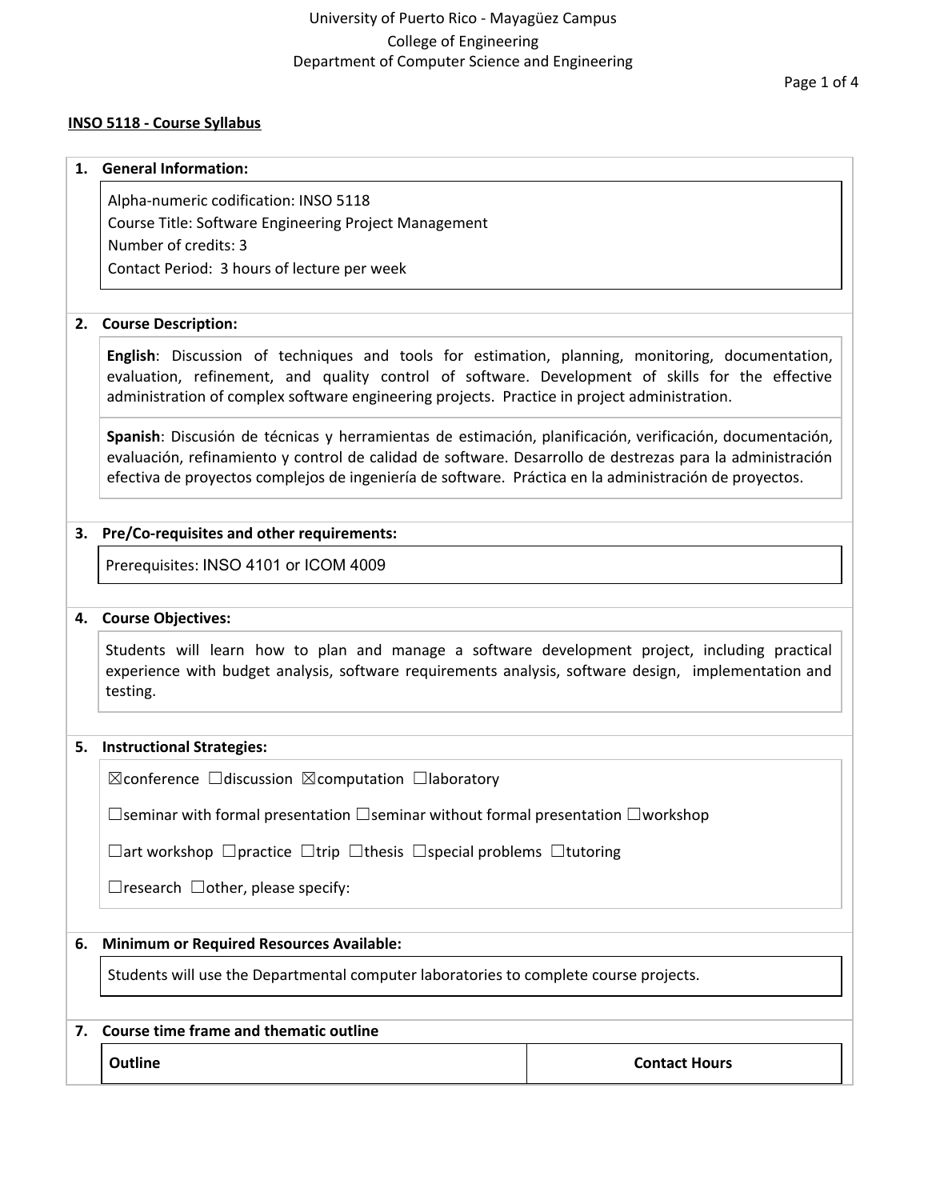University of Puerto Rico - Mayagüez Campus
College of Engineering
Department of Computer Science and Engineering

## INSO 5118 - Course Syllabus

### 1. General Information:

Alpha-numeric codification: INSO 5118
Course Title: Software Engineering Project Management
Number of credits: 3
Contact Period: 3 hours of lecture per week

### 2. Course Description:

**English**: Discussion of techniques and tools for estimation, planning, monitoring, documentation, evaluation, refinement, and quality control of software. Development of skills for the effective administration of complex software engineering projects. Practice in project administration.

**Spanish**: Discusión de técnicas y herramientas de estimación, planificación, verificación, documentación, evaluación, refinamiento y control de calidad de software. Desarrollo de destrezas para la administración efectiva de proyectos complejos de ingeniería de software. Práctica en la administración de proyectos.

### 3. Pre/Co-requisites and other requirements:

Prerequisites: INSO 4101 or ICOM 4009

### 4. Course Objectives:

Students will learn how to plan and manage a software development project, including practical experience with budget analysis, software requirements analysis, software design, implementation and testing.

### 5. Instructional Strategies:

☒conference ☐discussion ☒computation ☐laboratory

☐seminar with formal presentation ☐seminar without formal presentation ☐workshop

☐art workshop ☐practice ☐trip ☐thesis ☐special problems ☐tutoring

☐research ☐other, please specify:

### 6. Minimum or Required Resources Available:

Students will use the Departmental computer laboratories to complete course projects.

### 7. Course time frame and thematic outline

| Outline | Contact Hours |
|---|---|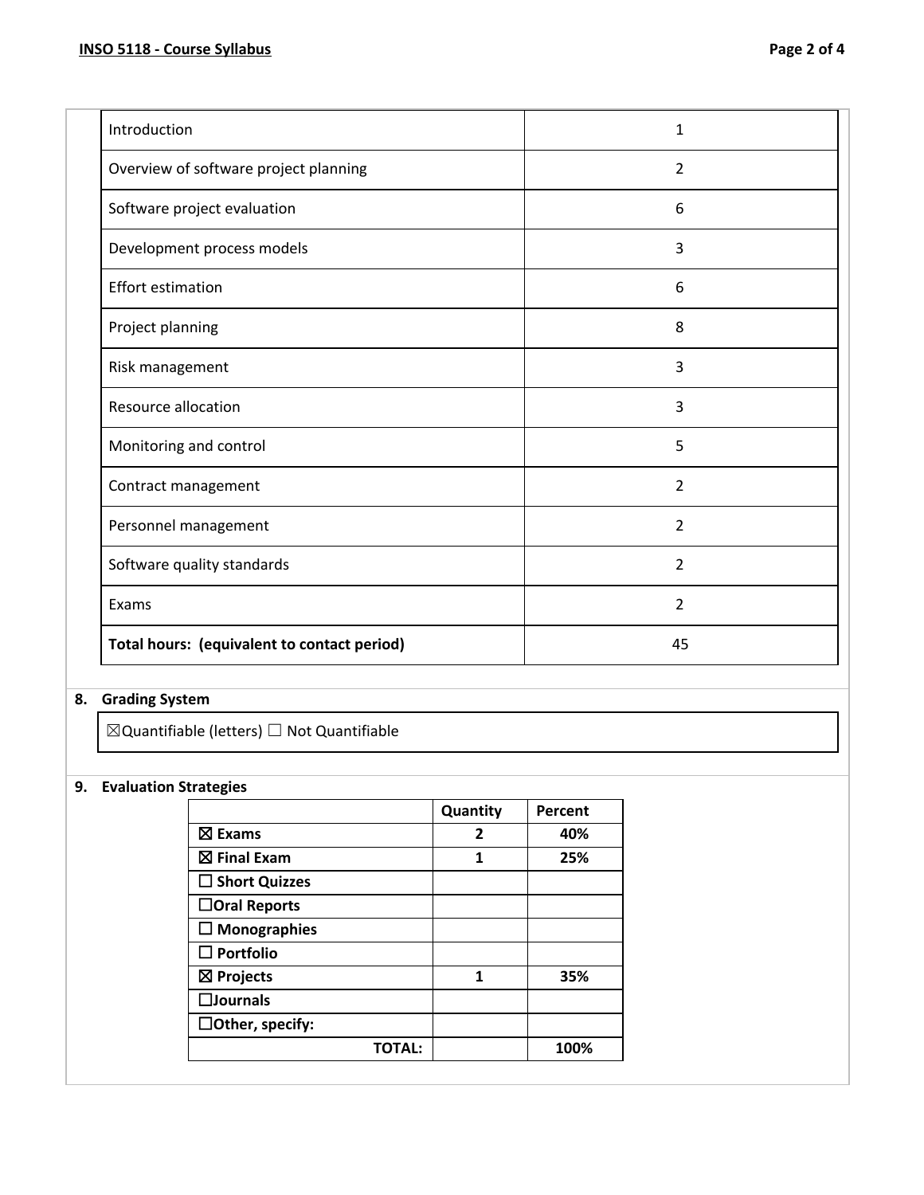| Introduction | 1 |
|---|---|
| Overview of software project planning | 2 |
| Software project evaluation | 6 |
| Development process models | 3 |
| Effort estimation | 6 |
| Project planning | 8 |
| Risk management | 3 |
| Resource allocation | 3 |
| Monitoring and control | 5 |
| Contract management | 2 |
| Personnel management | 2 |
| Software quality standards | 2 |
| Exams | 2 |
| **Total hours: (equivalent to contact period)** | 45 |

## 8. Grading System

☒Quantifiable (letters) ☐ Not Quantifiable

## 9. Evaluation Strategies

| | Quantity | Percent |
|---|---|---|
| ☒ **Exams** | **2** | **40%** |
| ☒ **Final Exam** | **1** | **25%** |
| ☐ **Short Quizzes** | | |
| ☐**Oral Reports** | | |
| ☐ **Monographies** | | |
| ☐ **Portfolio** | | |
| ☒ **Projects** | **1** | **35%** |
| ☐**Journals** | | |
| ☐**Other, specify:** | | |
| **TOTAL:** | | **100%** |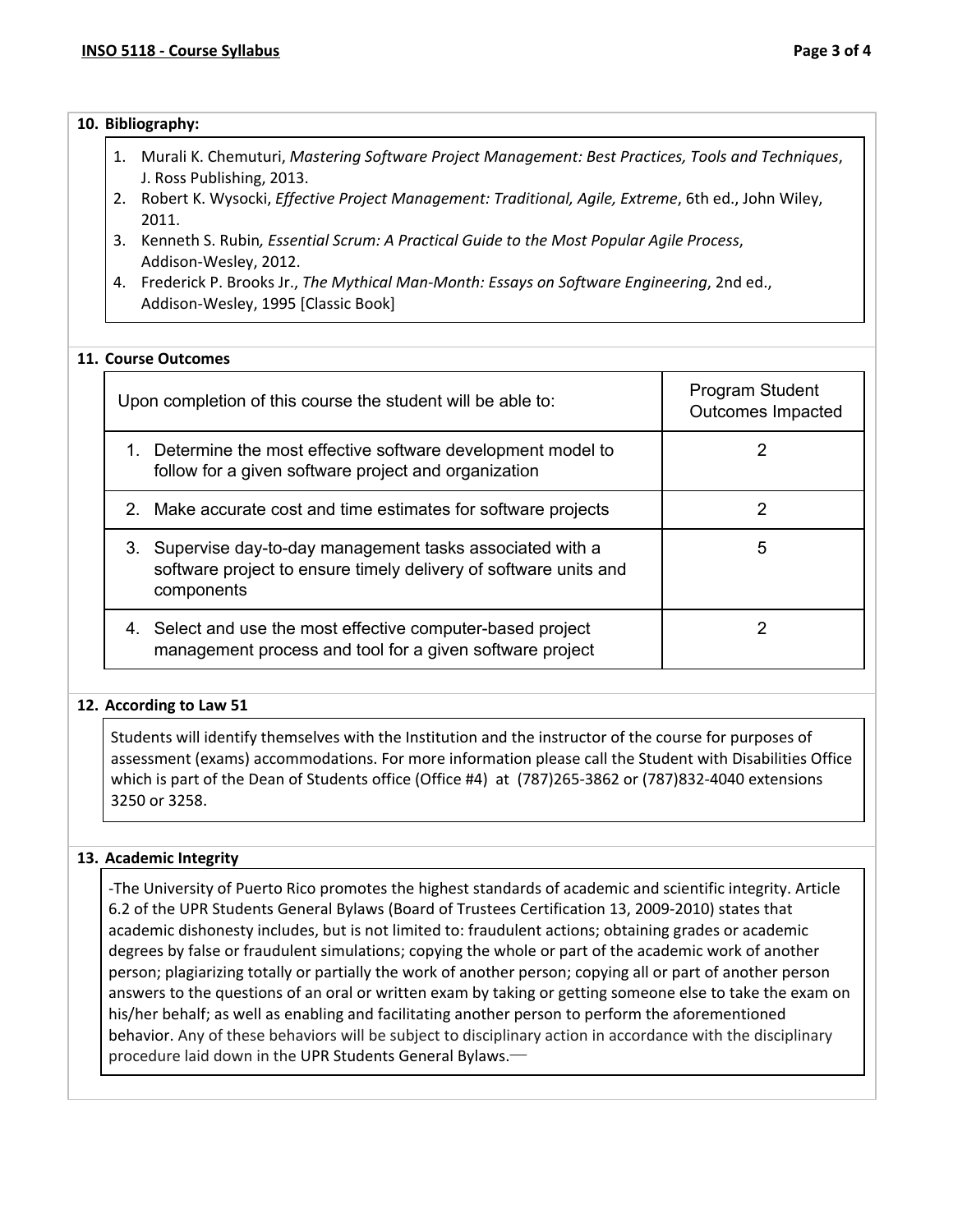## 10. Bibliography:

1. Murali K. Chemuturi, *Mastering Software Project Management: Best Practices, Tools and Techniques*, J. Ross Publishing, 2013.
2. Robert K. Wysocki, *Effective Project Management: Traditional, Agile, Extreme*, 6th ed., John Wiley, 2011.
3. Kenneth S. Rubin*, Essential Scrum: A Practical Guide to the Most Popular Agile Process*, Addison-Wesley, 2012.
4. Frederick P. Brooks Jr., *The Mythical Man-Month: Essays on Software Engineering*, 2nd ed., Addison-Wesley, 1995 [Classic Book]

## 11. Course Outcomes

| Upon completion of this course the student will be able to: | Program Student Outcomes Impacted |
|---|---|
| 1. Determine the most effective software development model to follow for a given software project and organization | 2 |
| 2. Make accurate cost and time estimates for software projects | 2 |
| 3. Supervise day-to-day management tasks associated with a software project to ensure timely delivery of software units and components | 5 |
| 4. Select and use the most effective computer-based project management process and tool for a given software project | 2 |

## 12. According to Law 51

Students will identify themselves with the Institution and the instructor of the course for purposes of assessment (exams) accommodations. For more information please call the Student with Disabilities Office which is part of the Dean of Students office (Office #4) at (787)265-3862 or (787)832-4040 extensions 3250 or 3258.

## 13. Academic Integrity

-The University of Puerto Rico promotes the highest standards of academic and scientific integrity. Article 6.2 of the UPR Students General Bylaws (Board of Trustees Certification 13, 2009-2010) states that academic dishonesty includes, but is not limited to: fraudulent actions; obtaining grades or academic degrees by false or fraudulent simulations; copying the whole or part of the academic work of another person; plagiarizing totally or partially the work of another person; copying all or part of another person answers to the questions of an oral or written exam by taking or getting someone else to take the exam on his/her behalf; as well as enabling and facilitating another person to perform the aforementioned behavior. Any of these behaviors will be subject to disciplinary action in accordance with the disciplinary procedure laid down in the UPR Students General Bylaws.